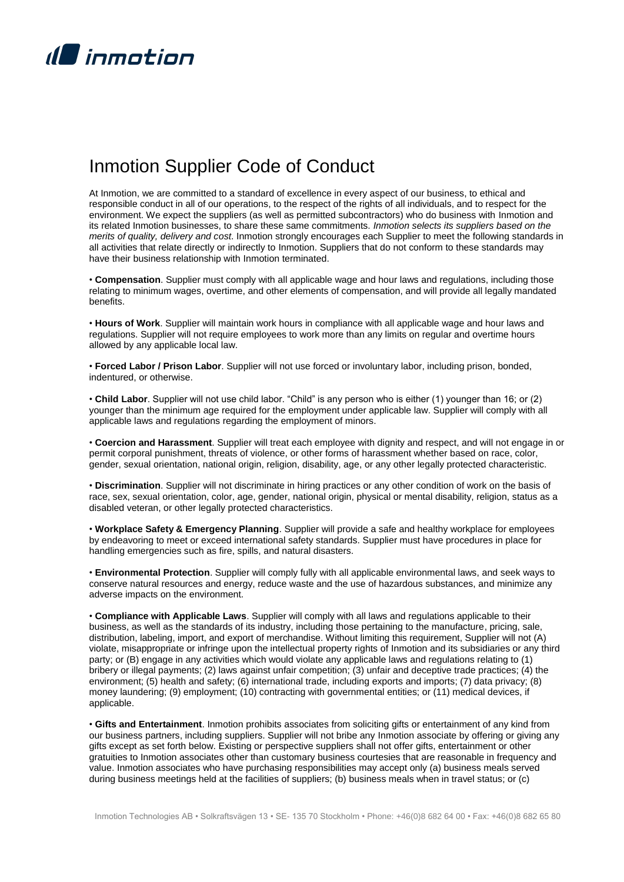# Inmotion Supplier Code of Conduct

At Inmotion, we are committed to a standard of excellence in every aspect of our business, to ethical and responsible conduct in all of our operations, to the respect of the rights of all individuals, and to respect for the environment. We expect the suppliers (as well as permitted subcontractors) who do business with Inmotion and its related Inmotion businesses, to share these same commitments. *Inmotion selects its suppliers based on the merits of quality, delivery and cost.* Inmotion strongly encourages each Supplier to meet the following standards in all activities that relate directly or indirectly to Inmotion. Suppliers that do not conform to these standards may have their business relationship with Inmotion terminated.

• **Compensation**. Supplier must comply with all applicable wage and hour laws and regulations, including those relating to minimum wages, overtime, and other elements of compensation, and will provide all legally mandated benefits.

• **Hours of Work**. Supplier will maintain work hours in compliance with all applicable wage and hour laws and regulations. Supplier will not require employees to work more than any limits on regular and overtime hours allowed by any applicable local law.

• **Forced Labor / Prison Labor**. Supplier will not use forced or involuntary labor, including prison, bonded, indentured, or otherwise.

• **Child Labor**. Supplier will not use child labor. "Child" is any person who is either (1) younger than 16; or (2) younger than the minimum age required for the employment under applicable law. Supplier will comply with all applicable laws and regulations regarding the employment of minors.

• **Coercion and Harassment**. Supplier will treat each employee with dignity and respect, and will not engage in or permit corporal punishment, threats of violence, or other forms of harassment whether based on race, color, gender, sexual orientation, national origin, religion, disability, age, or any other legally protected characteristic.

• **Discrimination**. Supplier will not discriminate in hiring practices or any other condition of work on the basis of race, sex, sexual orientation, color, age, gender, national origin, physical or mental disability, religion, status as a disabled veteran, or other legally protected characteristics.

• **Workplace Safety & Emergency Planning**. Supplier will provide a safe and healthy workplace for employees by endeavoring to meet or exceed international safety standards. Supplier must have procedures in place for handling emergencies such as fire, spills, and natural disasters.

• **Environmental Protection**. Supplier will comply fully with all applicable environmental laws, and seek ways to conserve natural resources and energy, reduce waste and the use of hazardous substances, and minimize any adverse impacts on the environment.

• **Compliance with Applicable Laws**. Supplier will comply with all laws and regulations applicable to their business, as well as the standards of its industry, including those pertaining to the manufacture, pricing, sale, distribution, labeling, import, and export of merchandise. Without limiting this requirement, Supplier will not (A) violate, misappropriate or infringe upon the intellectual property rights of Inmotion and its subsidiaries or any third party; or (B) engage in any activities which would violate any applicable laws and regulations relating to (1) bribery or illegal payments; (2) laws against unfair competition; (3) unfair and deceptive trade practices; (4) the environment; (5) health and safety; (6) international trade, including exports and imports; (7) data privacy; (8) money laundering; (9) employment; (10) contracting with governmental entities; or (11) medical devices, if applicable.

• **Gifts and Entertainment**. Inmotion prohibits associates from soliciting gifts or entertainment of any kind from our business partners, including suppliers. Supplier will not bribe any Inmotion associate by offering or giving any gifts except as set forth below. Existing or perspective suppliers shall not offer gifts, entertainment or other gratuities to Inmotion associates other than customary business courtesies that are reasonable in frequency and value. Inmotion associates who have purchasing responsibilities may accept only (a) business meals served during business meetings held at the facilities of suppliers; (b) business meals when in travel status; or (c)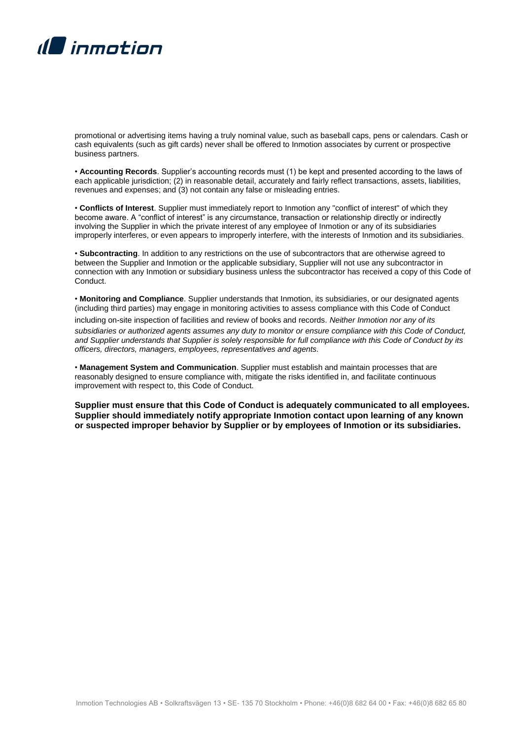promotional or advertising items having a truly nominal value, such as baseball caps, pens or calendars. Cash or cash equivalents (such as gift cards) never shall be offered to Inmotion associates by current or prospective business partners.

• **Accounting Records**. Supplier's accounting records must (1) be kept and presented according to the laws of each applicable jurisdiction; (2) in reasonable detail, accurately and fairly reflect transactions, assets, liabilities, revenues and expenses; and (3) not contain any false or misleading entries.

• **Conflicts of Interest**. Supplier must immediately report to Inmotion any "conflict of interest" of which they become aware. A "conflict of interest" is any circumstance, transaction or relationship directly or indirectly involving the Supplier in which the private interest of any employee of Inmotion or any of its subsidiaries improperly interferes, or even appears to improperly interfere, with the interests of Inmotion and its subsidiaries.

• **Subcontracting**. In addition to any restrictions on the use of subcontractors that are otherwise agreed to between the Supplier and Inmotion or the applicable subsidiary, Supplier will not use any subcontractor in connection with any Inmotion or subsidiary business unless the subcontractor has received a copy of this Code of Conduct.

• **Monitoring and Compliance**. Supplier understands that Inmotion, its subsidiaries, or our designated agents (including third parties) may engage in monitoring activities to assess compliance with this Code of Conduct including on-site inspection of facilities and review of books and records. *Neither Inmotion nor any of its subsidiaries or authorized agents assumes any duty to monitor or ensure compliance with this Code of Conduct, and Supplier understands that Supplier is solely responsible for full compliance with this Code of Conduct by its officers, directors, managers, employees, representatives and agents.*

• **Management System and Communication**. Supplier must establish and maintain processes that are reasonably designed to ensure compliance with, mitigate the risks identified in, and facilitate continuous improvement with respect to, this Code of Conduct.

**Supplier must ensure that this Code of Conduct is adequately communicated to all employees. Supplier should immediately notify appropriate Inmotion contact upon learning of any known or suspected improper behavior by Supplier or by employees of Inmotion or its subsidiaries.**